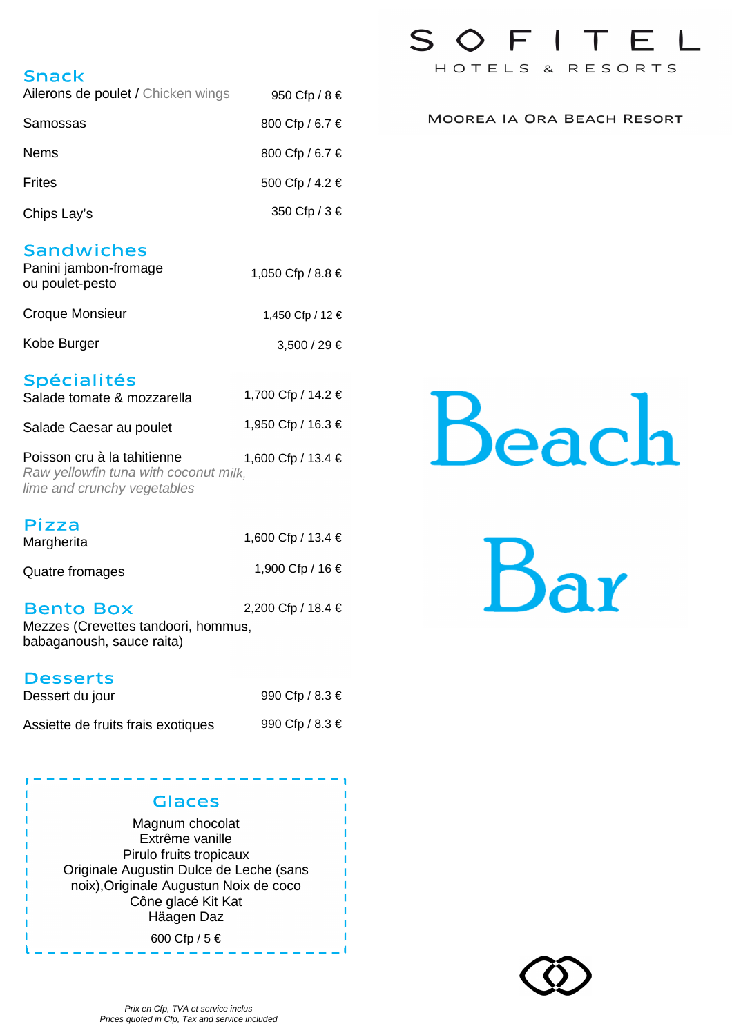# SOFITEL

HOTELS & RESORTS

MOOREA IA ORA BEACH RESORT

# Beach Bar

## Snack

| | |
|---|---|
| Ailerons de poulet / Chicken wings | 950 Cfp / 8 € |
| Samossas | 800 Cfp / 6.7 € |
| Nems | 800 Cfp / 6.7 € |
| Frites | 500 Cfp / 4.2 € |
| Chips Lay's | 350 Cfp / 3 € |

## Sandwiches

| | |
|---|---|
| Panini jambon-fromage ou poulet-pesto | 1,050 Cfp / 8.8 € |
| Croque Monsieur | 1,450 Cfp / 12 € |
| Kobe Burger | 3,500 / 29 € |

## Spécialités

| | |
|---|---|
| Salade tomate & mozzarella | 1,700 Cfp / 14.2 € |
| Salade Caesar au poulet | 1,950 Cfp / 16.3 € |
| Poisson cru à la tahitienne<br>*Raw yellowfin tuna with coconut milk, lime and crunchy vegetables* | 1,600 Cfp / 13.4 € |

## Pizza

| | |
|---|---|
| Margherita | 1,600 Cfp / 13.4 € |
| Quatre fromages | 1,900 Cfp / 16 € |

## Bento Box

2,200 Cfp / 18.4 €

Mezzes (Crevettes tandoori, hommus, babaganoush, sauce raita)

## Desserts

| | |
|---|---|
| Dessert du jour | 990 Cfp / 8.3 € |
| Assiette de fruits frais exotiques | 990 Cfp / 8.3 € |

## Glaces

Magnum chocolat
Extrême vanille
Pirulo fruits tropicaux
Originale Augustin Dulce de Leche (sans noix),Originale Augustun Noix de coco
Cône glacé Kit Kat
Häagen Daz

600 Cfp / 5 €

*Prix en Cfp, TVA et service inclus*
*Prices quoted in Cfp, Tax and service included*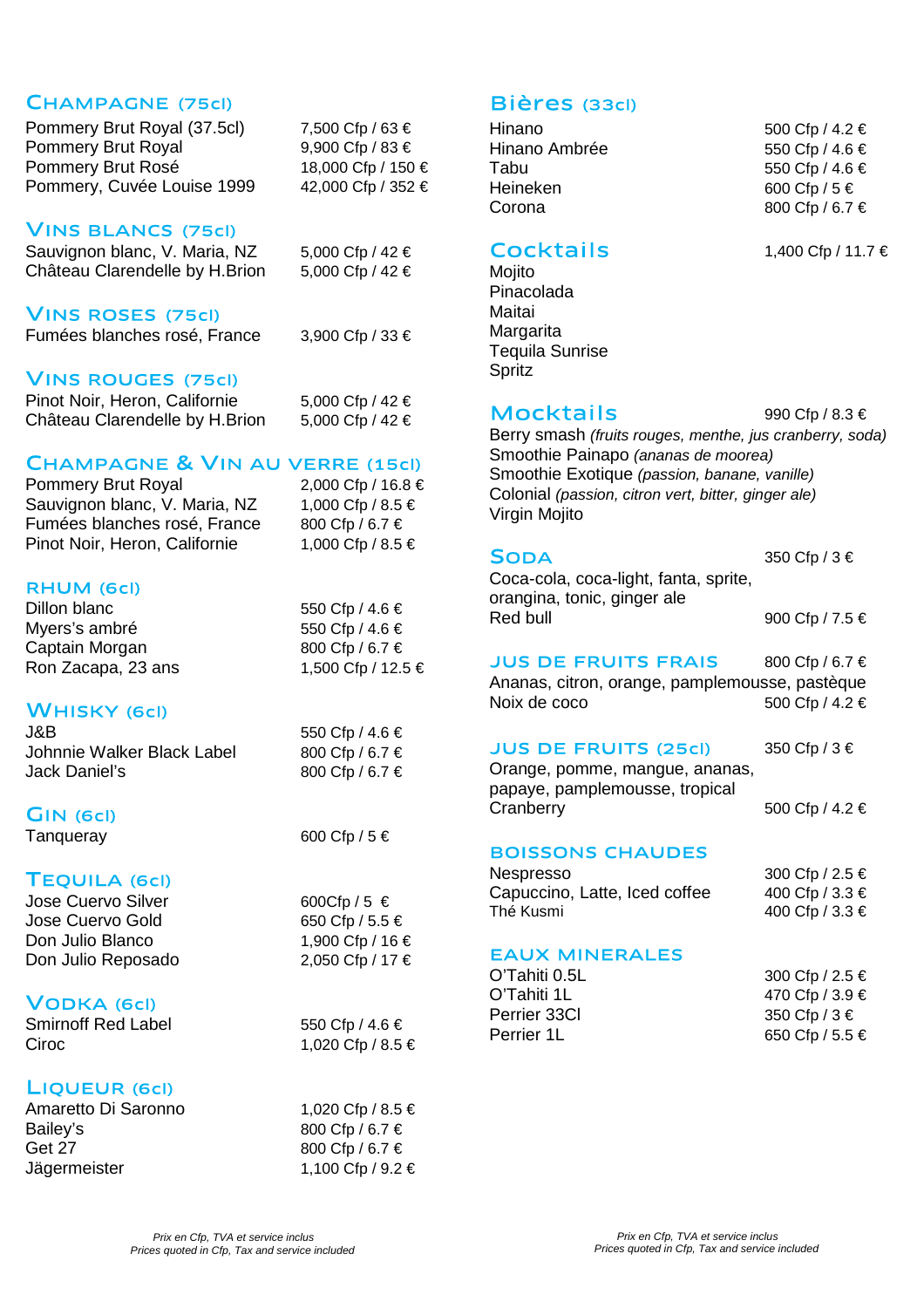## CHAMPAGNE (75cl)

| | |
|---|---|
| Pommery Brut Royal (37.5cl) | 7,500 Cfp / 63 € |
| Pommery Brut Royal | 9,900 Cfp / 83 € |
| Pommery Brut Rosé | 18,000 Cfp / 150 € |
| Pommery, Cuvée Louise 1999 | 42,000 Cfp / 352 € |

## VINS BLANCS (75cl)

| | |
|---|---|
| Sauvignon blanc, V. Maria, NZ | 5,000 Cfp / 42 € |
| Château Clarendelle by H.Brion | 5,000 Cfp / 42 € |

## VINS ROSES (75cl)

| | |
|---|---|
| Fumées blanches rosé, France | 3,900 Cfp / 33 € |

## VINS ROUGES (75cl)

| | |
|---|---|
| Pinot Noir, Heron, Californie | 5,000 Cfp / 42 € |
| Château Clarendelle by H.Brion | 5,000 Cfp / 42 € |

## CHAMPAGNE & VIN AU VERRE (15cl)

| | |
|---|---|
| Pommery Brut Royal | 2,000 Cfp / 16.8 € |
| Sauvignon blanc, V. Maria, NZ | 1,000 Cfp / 8.5 € |
| Fumées blanches rosé, France | 800 Cfp / 6.7 € |
| Pinot Noir, Heron, Californie | 1,000 Cfp / 8.5 € |

## RHUM (6cl)

| | |
|---|---|
| Dillon blanc | 550 Cfp / 4.6 € |
| Myers's ambré | 550 Cfp / 4.6 € |
| Captain Morgan | 800 Cfp / 6.7 € |
| Ron Zacapa, 23 ans | 1,500 Cfp / 12.5 € |

## WHISKY (6cl)

| | |
|---|---|
| J&B | 550 Cfp / 4.6 € |
| Johnnie Walker Black Label | 800 Cfp / 6.7 € |
| Jack Daniel's | 800 Cfp / 6.7 € |

## GIN (6cl)

| | |
|---|---|
| Tanqueray | 600 Cfp / 5 € |

## TEQUILA (6cl)

| | |
|---|---|
| Jose Cuervo Silver | 600Cfp / 5 € |
| Jose Cuervo Gold | 650 Cfp / 5.5 € |
| Don Julio Blanco | 1,900 Cfp / 16 € |
| Don Julio Reposado | 2,050 Cfp / 17 € |

## VODKA (6cl)

| | |
|---|---|
| Smirnoff Red Label | 550 Cfp / 4.6 € |
| Ciroc | 1,020 Cfp / 8.5 € |

## LIQUEUR (6cl)

| | |
|---|---|
| Amaretto Di Saronno | 1,020 Cfp / 8.5 € |
| Bailey's | 800 Cfp / 6.7 € |
| Get 27 | 800 Cfp / 6.7 € |
| Jägermeister | 1,100 Cfp / 9.2 € |

*Prix en Cfp, TVA et service inclus*
*Prices quoted in Cfp, Tax and service included*

## Bières (33cl)

| | |
|---|---|
| Hinano | 500 Cfp / 4.2 € |
| Hinano Ambrée | 550 Cfp / 4.6 € |
| Tabu | 550 Cfp / 4.6 € |
| Heineken | 600 Cfp / 5 € |
| Corona | 800 Cfp / 6.7 € |

## Cocktails — 1,400 Cfp / 11.7 €

Mojito
Pinacolada
Maitai
Margarita
Tequila Sunrise
Spritz

## Mocktails — 990 Cfp / 8.3 €

Berry smash *(fruits rouges, menthe, jus cranberry, soda)*
Smoothie Painapo *(ananas de moorea)*
Smoothie Exotique *(passion, banane, vanille)*
Colonial *(passion, citron vert, bitter, ginger ale)*
Virgin Mojito

## SODA — 350 Cfp / 3 €

Coca-cola, coca-light, fanta, sprite, orangina, tonic, ginger ale

| | |
|---|---|
| Red bull | 900 Cfp / 7.5 € |

## JUS DE FRUITS FRAIS — 800 Cfp / 6.7 €

Ananas, citron, orange, pamplemousse, pastèque

| | |
|---|---|
| Noix de coco | 500 Cfp / 4.2 € |

## JUS DE FRUITS (25cl) — 350 Cfp / 3 €

Orange, pomme, mangue, ananas, papaye, pamplemousse, tropical

| | |
|---|---|
| Cranberry | 500 Cfp / 4.2 € |

## BOISSONS CHAUDES

| | |
|---|---|
| Nespresso | 300 Cfp / 2.5 € |
| Capuccino, Latte, Iced coffee | 400 Cfp / 3.3 € |
| Thé Kusmi | 400 Cfp / 3.3 € |

## EAUX MINERALES

| | |
|---|---|
| O'Tahiti 0.5L | 300 Cfp / 2.5 € |
| O'Tahiti 1L | 470 Cfp / 3.9 € |
| Perrier 33Cl | 350 Cfp / 3 € |
| Perrier 1L | 650 Cfp / 5.5 € |

*Prix en Cfp, TVA et service inclus*
*Prices quoted in Cfp, Tax and service included*